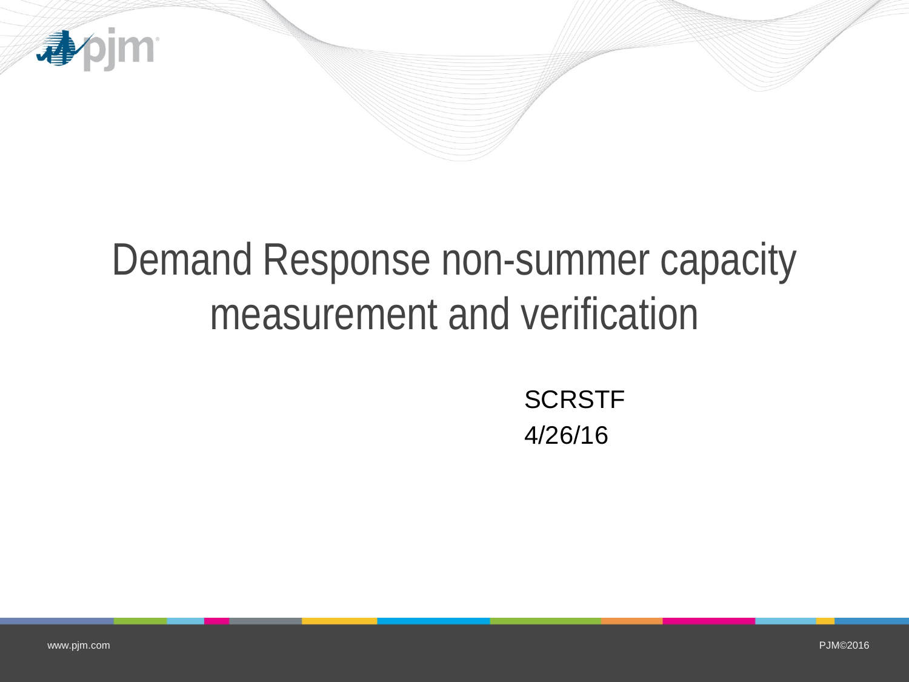# Demand Response non-summer capacity measurement and verification

SCRSTF

4/26/16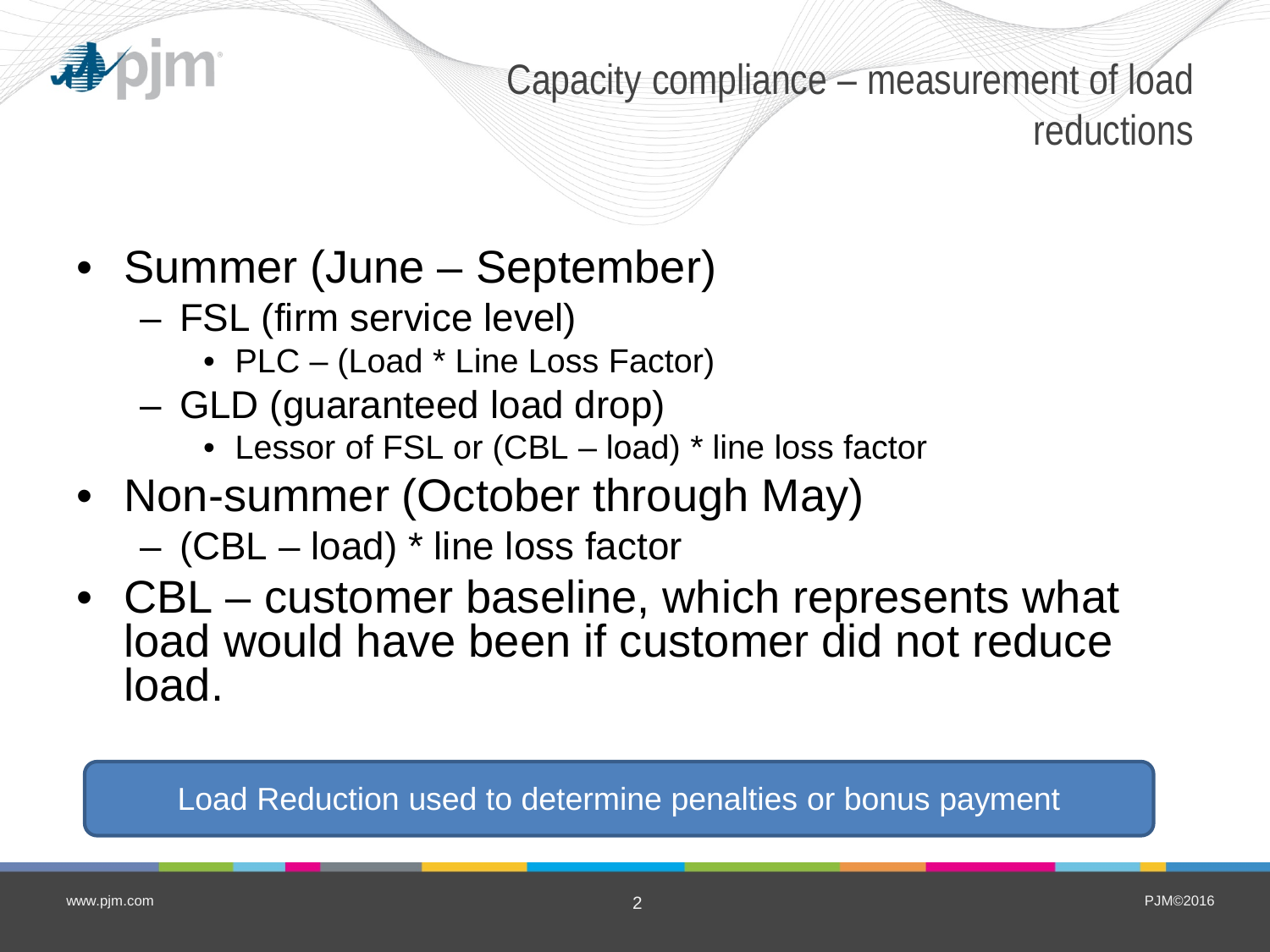# Capacity compliance – measurement of load reductions

- Summer (June – September)
  - FSL (firm service level)
    - PLC – (Load * Line Loss Factor)
  - GLD (guaranteed load drop)
    - Lessor of FSL or (CBL – load) * line loss factor
- Non-summer (October through May)
  - (CBL – load) * line loss factor
- CBL – customer baseline, which represents what load would have been if customer did not reduce load.

Load Reduction used to determine penalties or bonus payment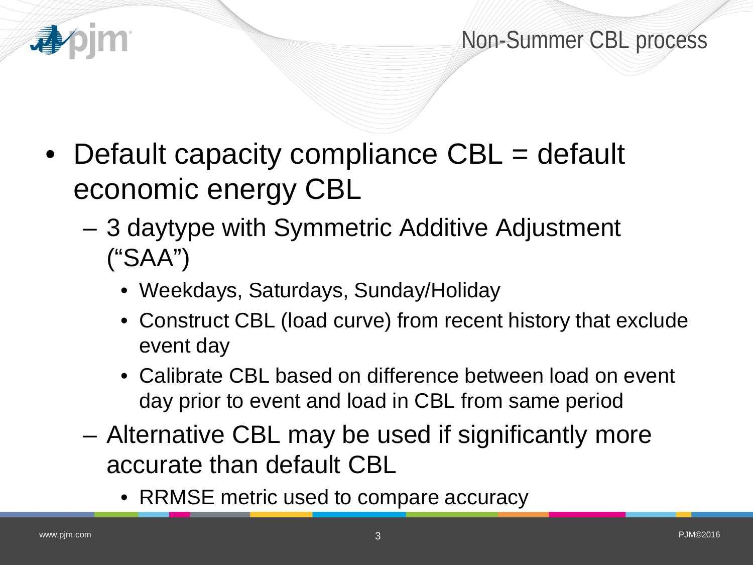# Non-Summer CBL process

- Default capacity compliance CBL = default economic energy CBL
  - 3 daytype with Symmetric Additive Adjustment ("SAA")
    - Weekdays, Saturdays, Sunday/Holiday
    - Construct CBL (load curve) from recent history that exclude event day
    - Calibrate CBL based on difference between load on event day prior to event and load in CBL from same period
  - Alternative CBL may be used if significantly more accurate than default CBL
    - RRMSE metric used to compare accuracy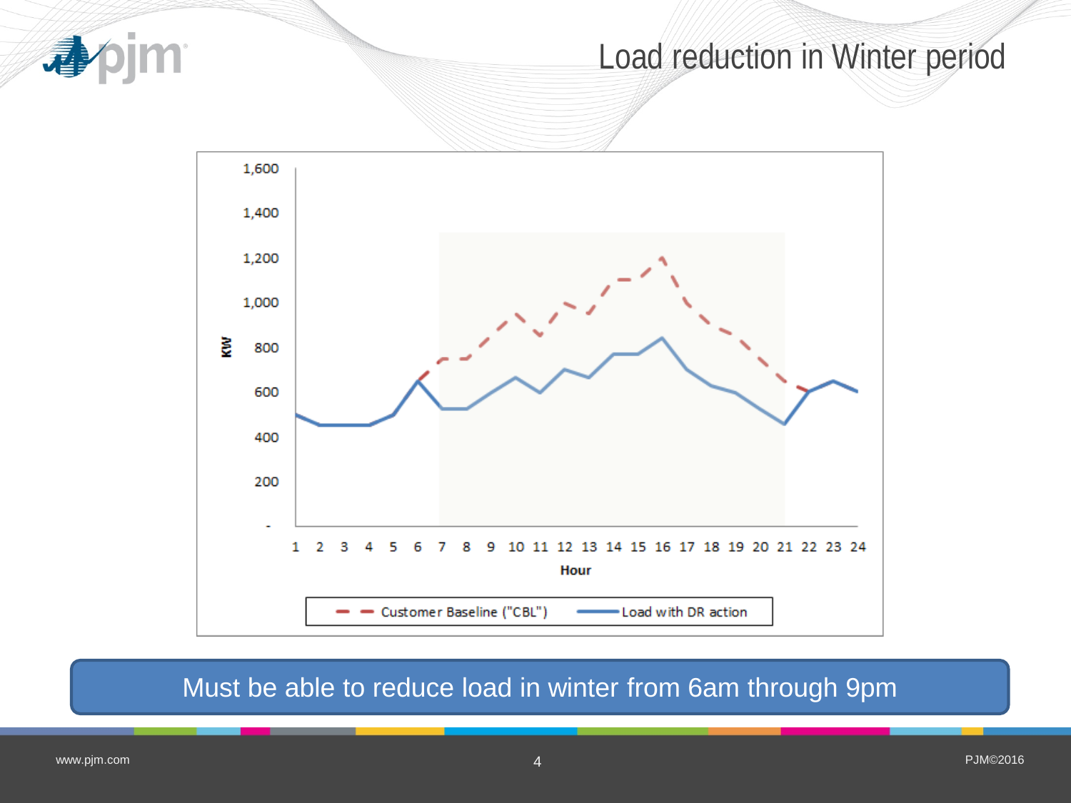# Load reduction in Winter period

Must be able to reduce load in winter from 6am through 9pm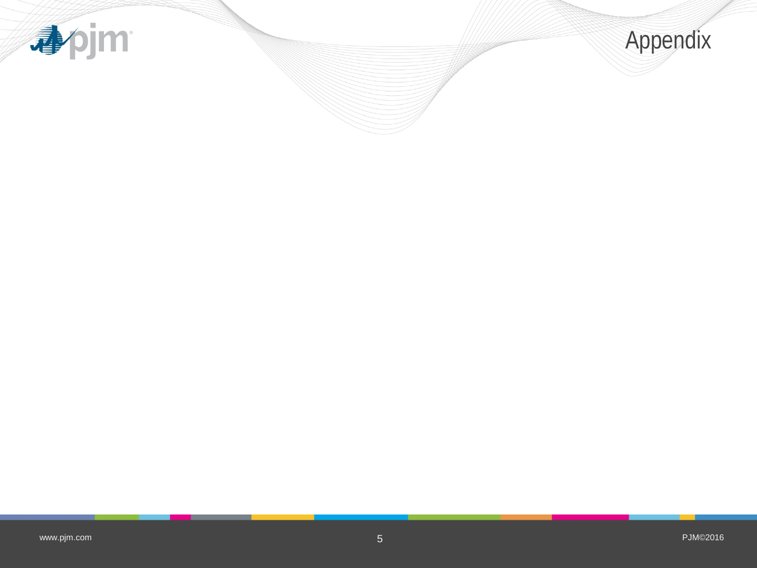# Appendix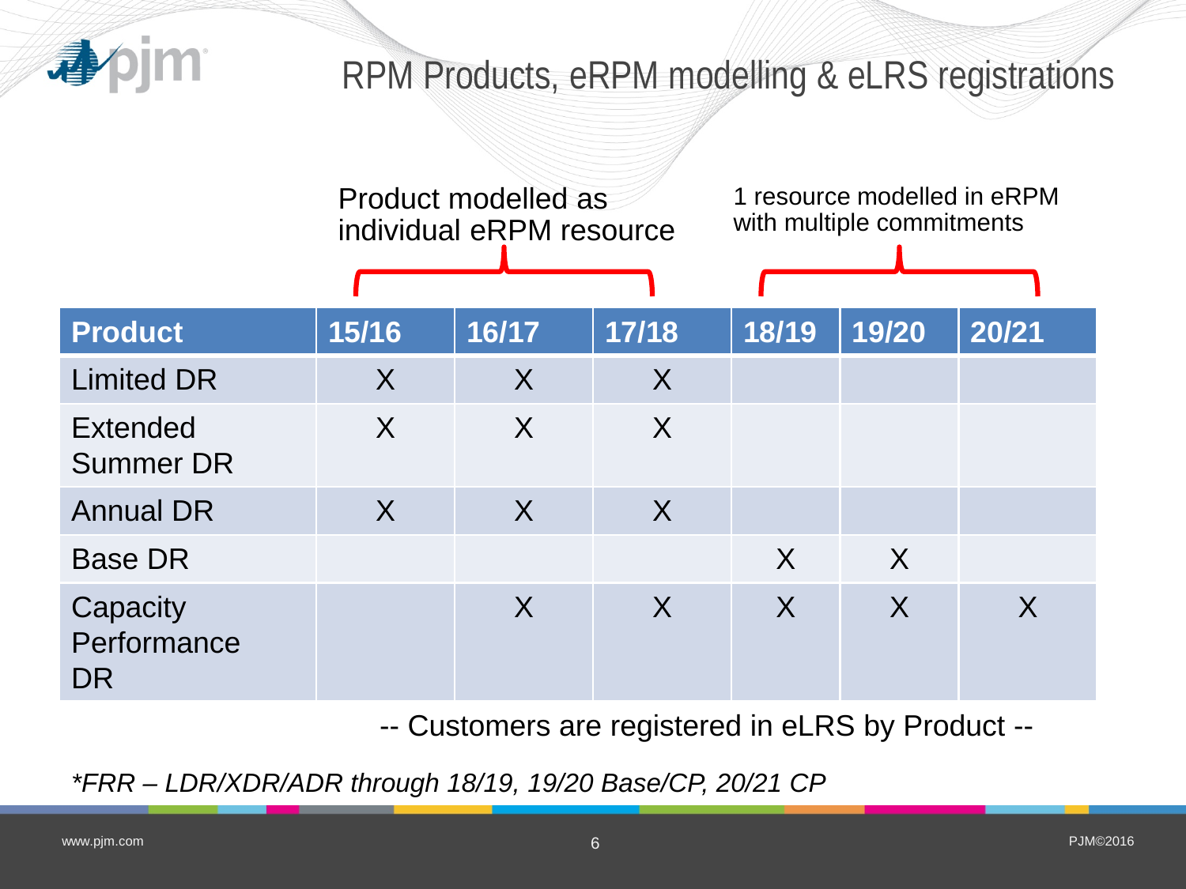# RPM Products, eRPM modelling & eLRS registrations

Product modelled as individual eRPM resource (15/16 – 17/18)

1 resource modelled in eRPM with multiple commitments (18/19 – 20/21)

| Product | 15/16 | 16/17 | 17/18 | 18/19 | 19/20 | 20/21 |
|---|---|---|---|---|---|---|
| Limited DR | X | X | X | | | |
| Extended Summer DR | X | X | X | | | |
| Annual DR | X | X | X | | | |
| Base DR | | | | X | X | |
| Capacity Performance DR | | X | X | X | X | X |

-- Customers are registered in eLRS by Product --

*\*FRR – LDR/XDR/ADR through 18/19, 19/20 Base/CP, 20/21 CP*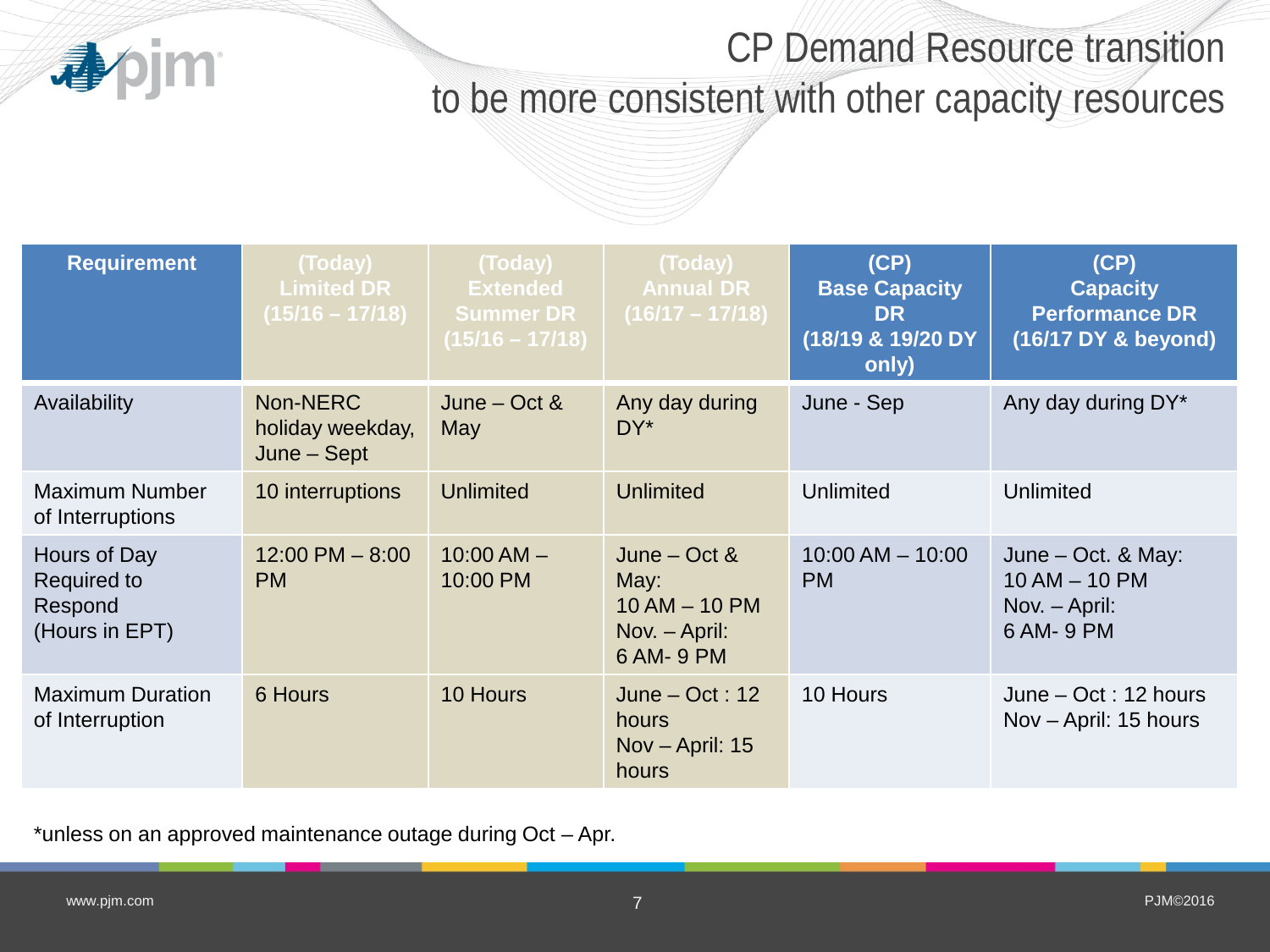# CP Demand Resource transition to be more consistent with other capacity resources

| Requirement | (Today) Limited DR (15/16 – 17/18) | (Today) Extended Summer DR (15/16 – 17/18) | (Today) Annual DR (16/17 – 17/18) | (CP) Base Capacity DR (18/19 & 19/20 DY only) | (CP) Capacity Performance DR (16/17 DY & beyond) |
| --- | --- | --- | --- | --- | --- |
| Availability | Non-NERC holiday weekday, June – Sept | June – Oct & May | Any day during DY* | June - Sep | Any day during DY* |
| Maximum Number of Interruptions | 10 interruptions | Unlimited | Unlimited | Unlimited | Unlimited |
| Hours of Day Required to Respond (Hours in EPT) | 12:00 PM – 8:00 PM | 10:00 AM – 10:00 PM | June – Oct & May: 10 AM – 10 PM Nov. – April: 6 AM- 9 PM | 10:00 AM – 10:00 PM | June – Oct. & May: 10 AM – 10 PM Nov. – April: 6 AM- 9 PM |
| Maximum Duration of Interruption | 6 Hours | 10 Hours | June – Oct : 12 hours Nov – April: 15 hours | 10 Hours | June – Oct : 12 hours Nov – April: 15 hours |

*unless on an approved maintenance outage during Oct – Apr.